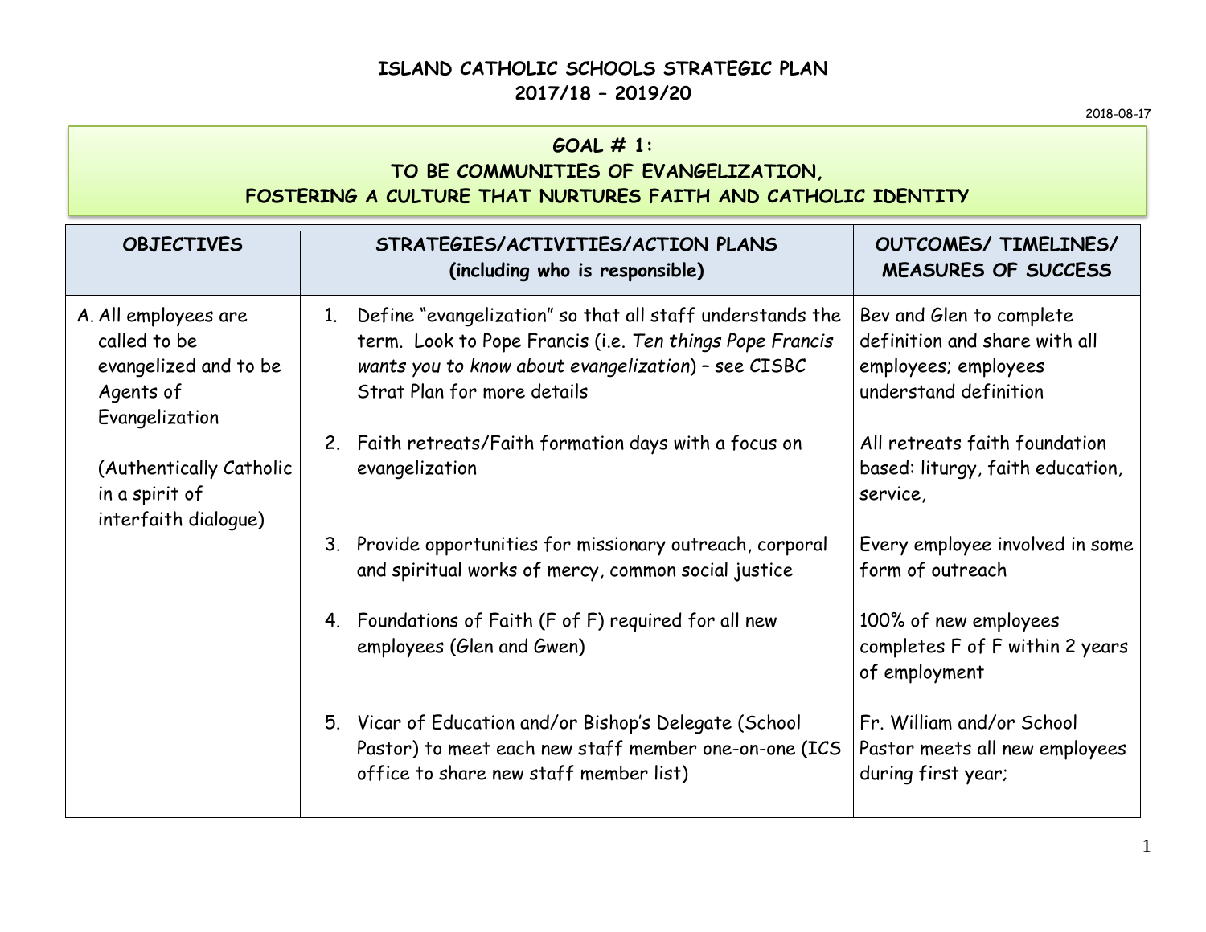# ISLAND CATHOLIC SCHOOLS STRATEGIC PLAN
# 2017/18 – 2019/20

2018-08-17

## GOAL # 1: TO BE COMMUNITIES OF EVANGELIZATION, FOSTERING A CULTURE THAT NURTURES FAITH AND CATHOLIC IDENTITY

| OBJECTIVES | STRATEGIES/ACTIVITIES/ACTION PLANS (including who is responsible) | OUTCOMES/ TIMELINES/ MEASURES OF SUCCESS |
|---|---|---|
| A. All employees are called to be evangelized and to be Agents of Evangelization<br><br>(Authentically Catholic in a spirit of interfaith dialogue) | 1. Define "evangelization" so that all staff understands the term. Look to Pope Francis (i.e. *Ten things Pope Francis wants you to know about evangelization*) – see CISBC Strat Plan for more details | Bev and Glen to complete definition and share with all employees; employees understand definition |
| | 2. Faith retreats/Faith formation days with a focus on evangelization | All retreats faith foundation based: liturgy, faith education, service, |
| | 3. Provide opportunities for missionary outreach, corporal and spiritual works of mercy, common social justice | Every employee involved in some form of outreach |
| | 4. Foundations of Faith (F of F) required for all new employees (Glen and Gwen) | 100% of new employees completes F of F within 2 years of employment |
| | 5. Vicar of Education and/or Bishop's Delegate (School Pastor) to meet each new staff member one-on-one (ICS office to share new staff member list) | Fr. William and/or School Pastor meets all new employees during first year; |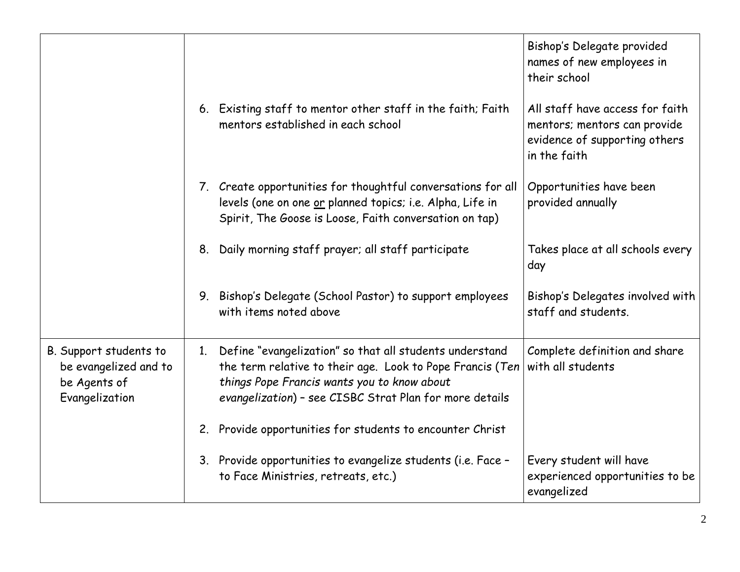| | | |
|---|---|---|
| | | Bishop's Delegate provided names of new employees in their school |
| | 6. Existing staff to mentor other staff in the faith; Faith mentors established in each school | All staff have access for faith mentors; mentors can provide evidence of supporting others in the faith |
| | 7. Create opportunities for thoughtful conversations for all levels (one on one <u>or</u> planned topics; i.e. Alpha, Life in Spirit, The Goose is Loose, Faith conversation on tap) | Opportunities have been provided annually |
| | 8. Daily morning staff prayer; all staff participate | Takes place at all schools every day |
| | 9. Bishop's Delegate (School Pastor) to support employees with items noted above | Bishop's Delegates involved with staff and students. |
| B. Support students to be evangelized and to be Agents of Evangelization | 1. Define "evangelization" so that all students understand the term relative to their age. Look to Pope Francis (*Ten things Pope Francis wants you to know about evangelization*) – see CISBC Strat Plan for more details | Complete definition and share with all students |
| | 2. Provide opportunities for students to encounter Christ | |
| | 3. Provide opportunities to evangelize students (i.e. Face – to Face Ministries, retreats, etc.) | Every student will have experienced opportunities to be evangelized |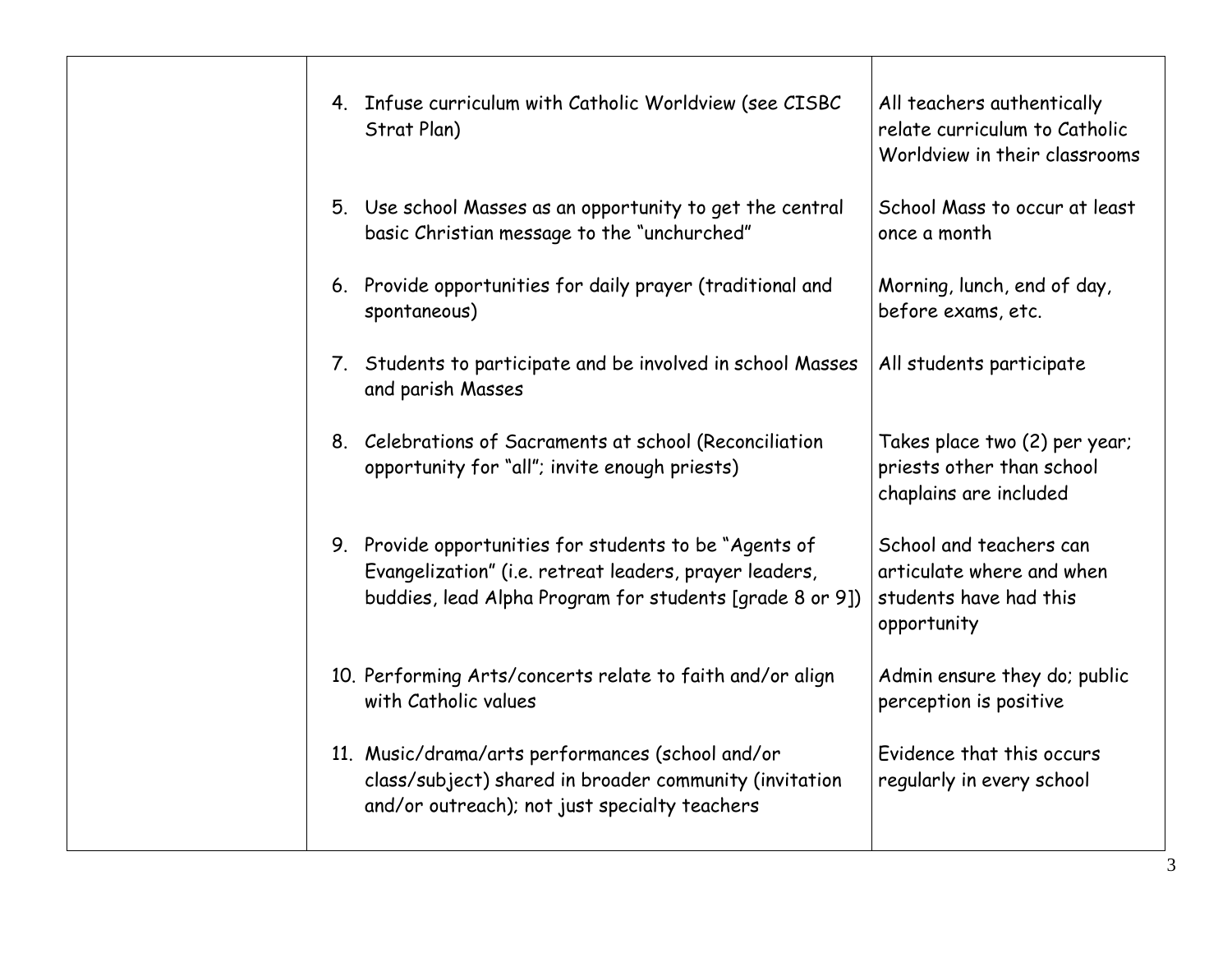| | | |
|---|---|---|
| | 4. Infuse curriculum with Catholic Worldview (see CISBC Strat Plan) | All teachers authentically relate curriculum to Catholic Worldview in their classrooms |
| | 5. Use school Masses as an opportunity to get the central basic Christian message to the "unchurched" | School Mass to occur at least once a month |
| | 6. Provide opportunities for daily prayer (traditional and spontaneous) | Morning, lunch, end of day, before exams, etc. |
| | 7. Students to participate and be involved in school Masses and parish Masses | All students participate |
| | 8. Celebrations of Sacraments at school (Reconciliation opportunity for "all"; invite enough priests) | Takes place two (2) per year; priests other than school chaplains are included |
| | 9. Provide opportunities for students to be "Agents of Evangelization" (i.e. retreat leaders, prayer leaders, buddies, lead Alpha Program for students [grade 8 or 9]) | School and teachers can articulate where and when students have had this opportunity |
| | 10. Performing Arts/concerts relate to faith and/or align with Catholic values | Admin ensure they do; public perception is positive |
| | 11. Music/drama/arts performances (school and/or class/subject) shared in broader community (invitation and/or outreach); not just specialty teachers | Evidence that this occurs regularly in every school |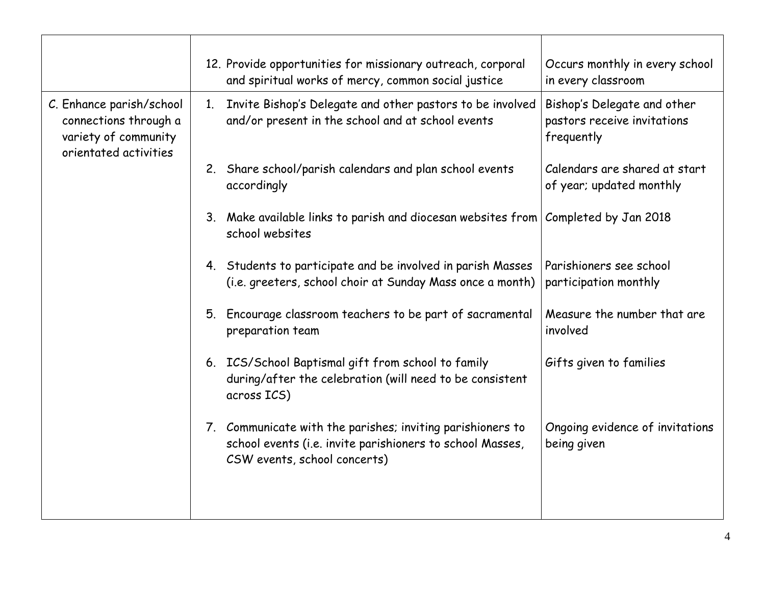| | | |
|---|---|---|
| | 12. Provide opportunities for missionary outreach, corporal and spiritual works of mercy, common social justice | Occurs monthly in every school in every classroom |
| C. Enhance parish/school connections through a variety of community orientated activities | 1. Invite Bishop's Delegate and other pastors to be involved and/or present in the school and at school events | Bishop's Delegate and other pastors receive invitations frequently |
| | 2. Share school/parish calendars and plan school events accordingly | Calendars are shared at start of year; updated monthly |
| | 3. Make available links to parish and diocesan websites from school websites | Completed by Jan 2018 |
| | 4. Students to participate and be involved in parish Masses (i.e. greeters, school choir at Sunday Mass once a month) | Parishioners see school participation monthly |
| | 5. Encourage classroom teachers to be part of sacramental preparation team | Measure the number that are involved |
| | 6. ICS/School Baptismal gift from school to family during/after the celebration (will need to be consistent across ICS) | Gifts given to families |
| | 7. Communicate with the parishes; inviting parishioners to school events (i.e. invite parishioners to school Masses, CSW events, school concerts) | Ongoing evidence of invitations being given |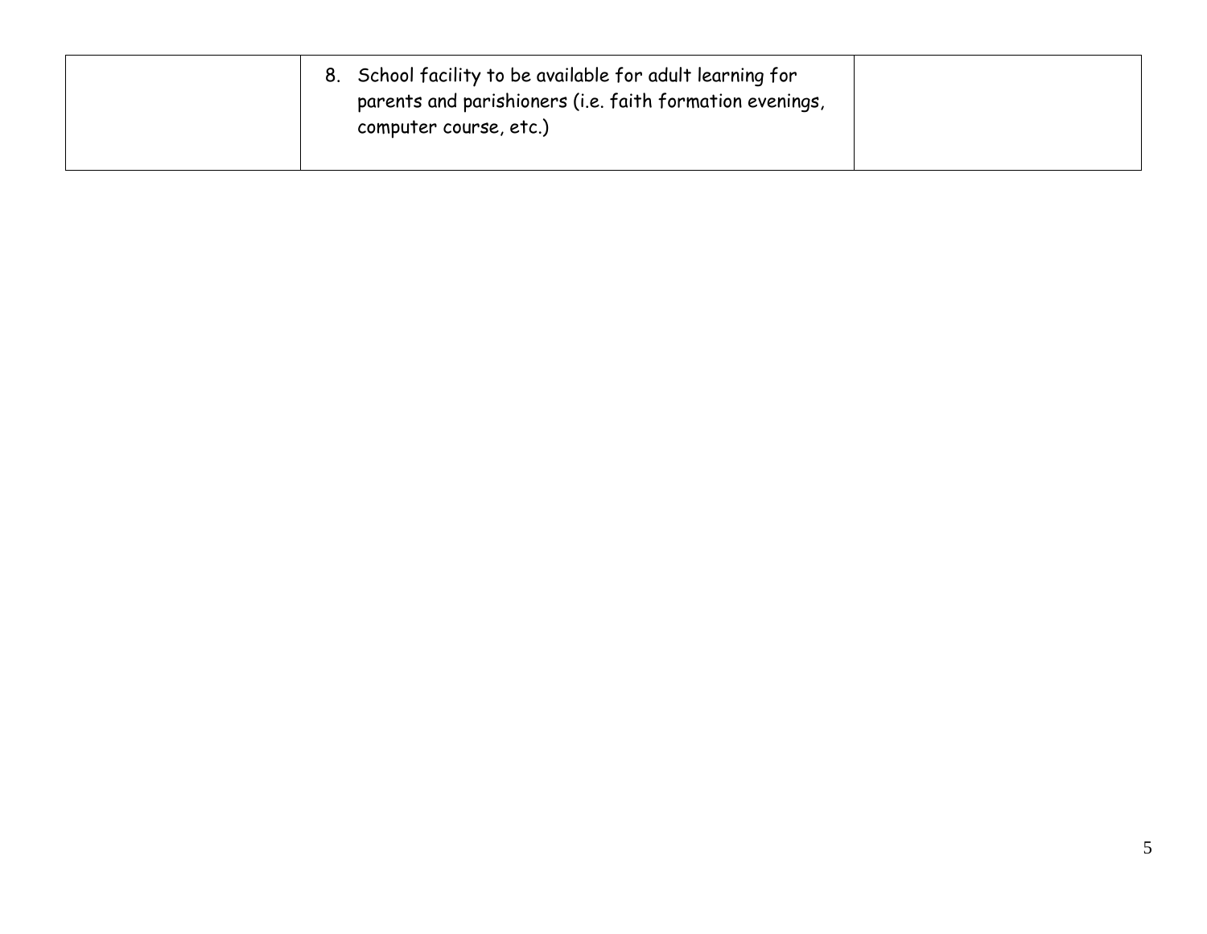| | | |
|---|---|---|
| | 8. School facility to be available for adult learning for parents and parishioners (i.e. faith formation evenings, computer course, etc.) | |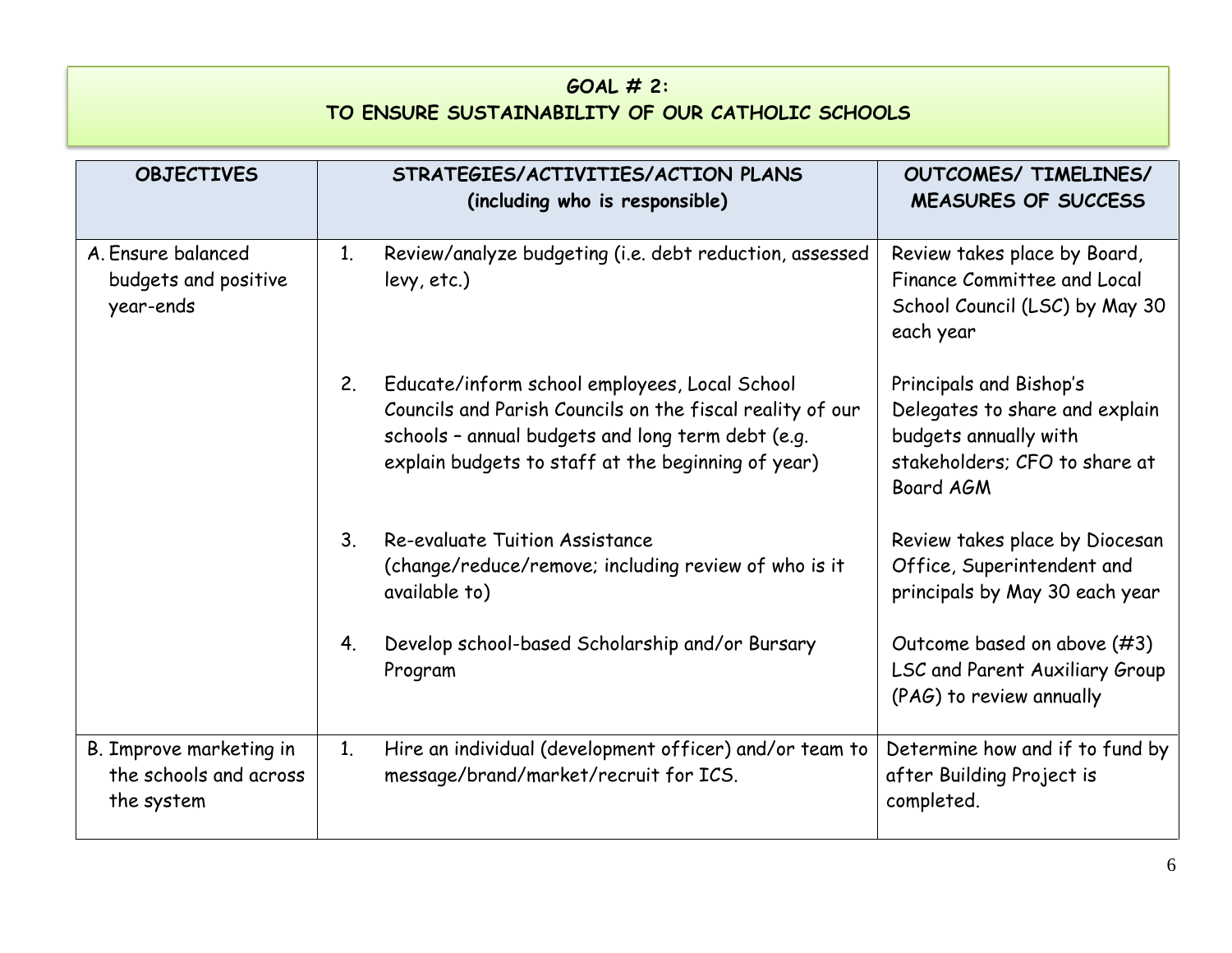## GOAL # 2:
## TO ENSURE SUSTAINABILITY OF OUR CATHOLIC SCHOOLS

| OBJECTIVES | STRATEGIES/ACTIVITIES/ACTION PLANS (including who is responsible) | OUTCOMES/ TIMELINES/ MEASURES OF SUCCESS |
|---|---|---|
| A. Ensure balanced budgets and positive year-ends | 1. Review/analyze budgeting (i.e. debt reduction, assessed levy, etc.) | Review takes place by Board, Finance Committee and Local School Council (LSC) by May 30 each year |
| | 2. Educate/inform school employees, Local School Councils and Parish Councils on the fiscal reality of our schools – annual budgets and long term debt (e.g. explain budgets to staff at the beginning of year) | Principals and Bishop's Delegates to share and explain budgets annually with stakeholders; CFO to share at Board AGM |
| | 3. Re-evaluate Tuition Assistance (change/reduce/remove; including review of who is it available to) | Review takes place by Diocesan Office, Superintendent and principals by May 30 each year |
| | 4. Develop school-based Scholarship and/or Bursary Program | Outcome based on above (#3) LSC and Parent Auxiliary Group (PAG) to review annually |
| B. Improve marketing in the schools and across the system | 1. Hire an individual (development officer) and/or team to message/brand/market/recruit for ICS. | Determine how and if to fund by after Building Project is completed. |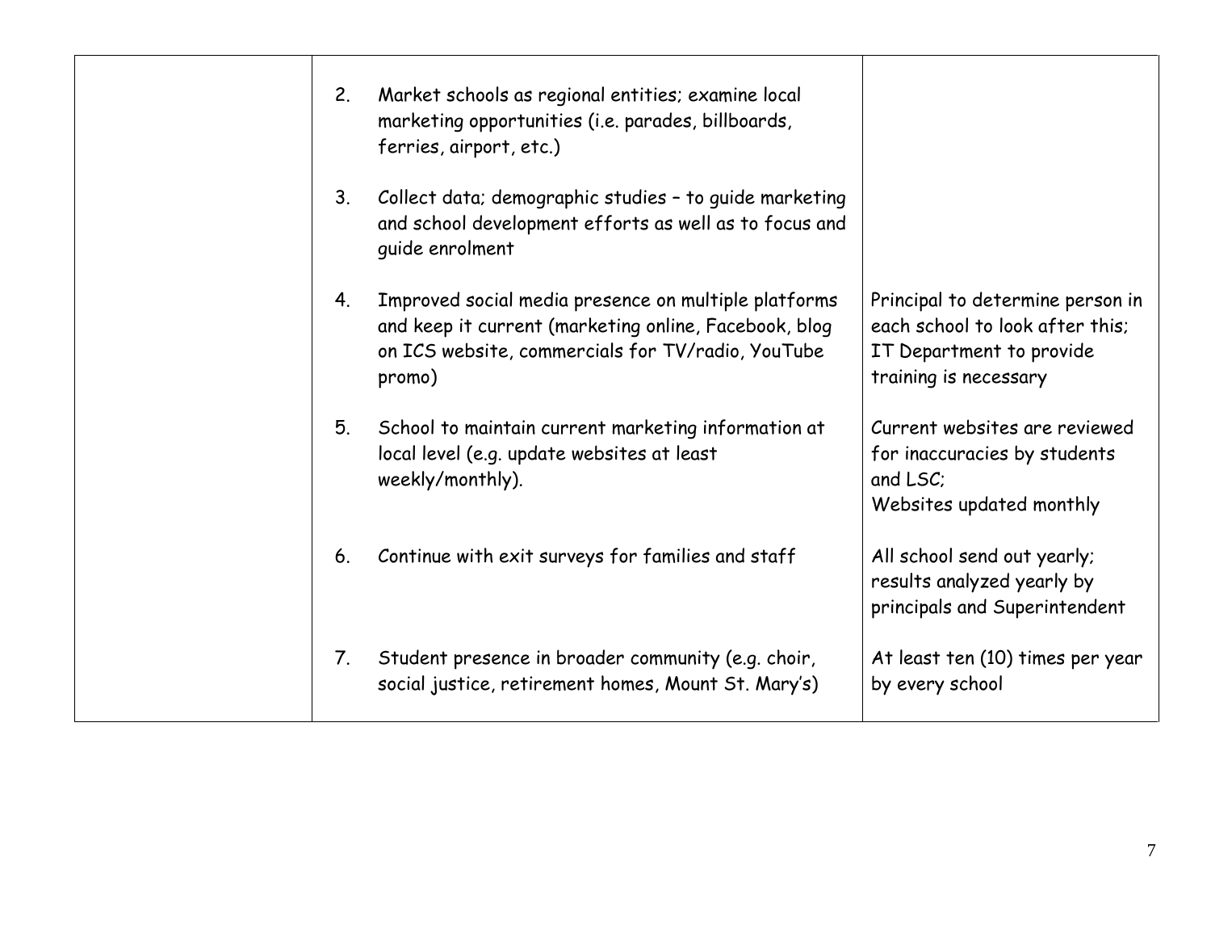| | | |
|---|---|---|
| | 2. Market schools as regional entities; examine local marketing opportunities (i.e. parades, billboards, ferries, airport, etc.) | |
| | 3. Collect data; demographic studies – to guide marketing and school development efforts as well as to focus and guide enrolment | |
| | 4. Improved social media presence on multiple platforms and keep it current (marketing online, Facebook, blog on ICS website, commercials for TV/radio, YouTube promo) | Principal to determine person in each school to look after this; IT Department to provide training is necessary |
| | 5. School to maintain current marketing information at local level (e.g. update websites at least weekly/monthly). | Current websites are reviewed for inaccuracies by students and LSC; Websites updated monthly |
| | 6. Continue with exit surveys for families and staff | All school send out yearly; results analyzed yearly by principals and Superintendent |
| | 7. Student presence in broader community (e.g. choir, social justice, retirement homes, Mount St. Mary's) | At least ten (10) times per year by every school |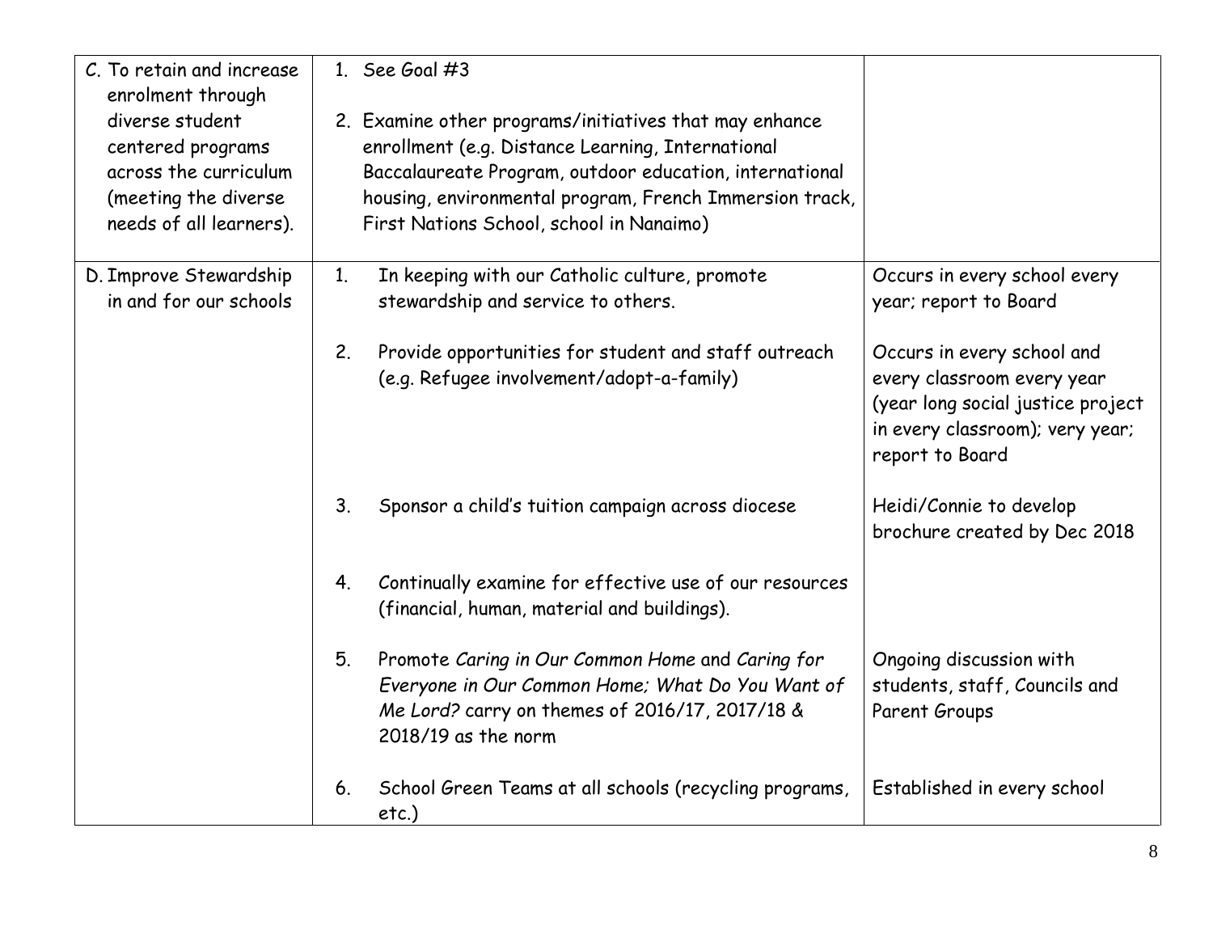| | | |
|---|---|---|
| C. To retain and increase enrolment through diverse student centered programs across the curriculum (meeting the diverse needs of all learners). | 1. See Goal #3<br><br>2. Examine other programs/initiatives that may enhance enrollment (e.g. Distance Learning, International Baccalaureate Program, outdoor education, international housing, environmental program, French Immersion track, First Nations School, school in Nanaimo) | |
| D. Improve Stewardship in and for our schools | 1. In keeping with our Catholic culture, promote stewardship and service to others. | Occurs in every school every year; report to Board |
| | 2. Provide opportunities for student and staff outreach (e.g. Refugee involvement/adopt-a-family) | Occurs in every school and every classroom every year (year long social justice project in every classroom); very year; report to Board |
| | 3. Sponsor a child's tuition campaign across diocese | Heidi/Connie to develop brochure created by Dec 2018 |
| | 4. Continually examine for effective use of our resources (financial, human, material and buildings). | |
| | 5. Promote *Caring in Our Common Home* and *Caring for Everyone in Our Common Home; What Do You Want of Me Lord?* carry on themes of 2016/17, 2017/18 & 2018/19 as the norm | Ongoing discussion with students, staff, Councils and Parent Groups |
| | 6. School Green Teams at all schools (recycling programs, etc.) | Established in every school |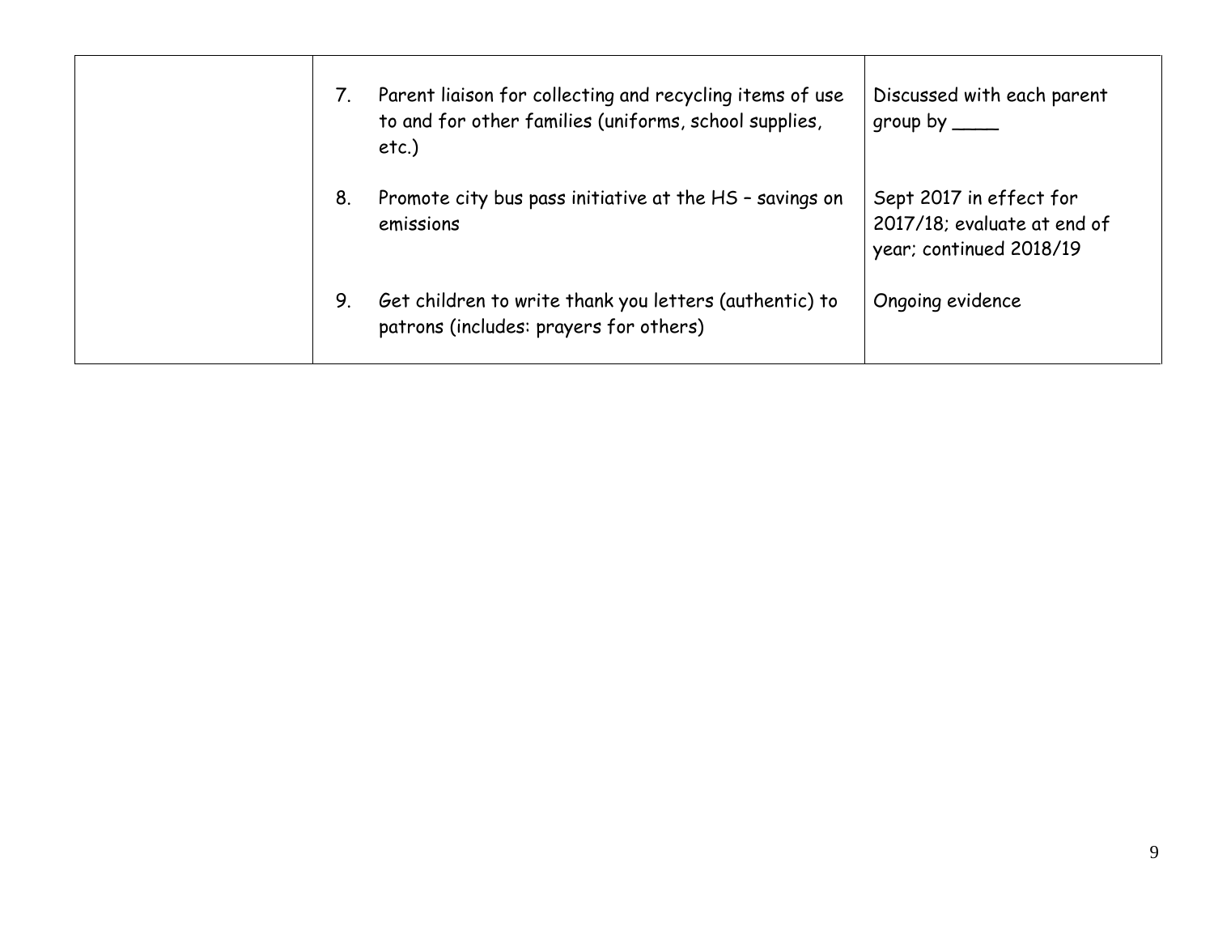| | | |
|---|---|---|
| | 7. Parent liaison for collecting and recycling items of use to and for other families (uniforms, school supplies, etc.) | Discussed with each parent group by ____ |
| | 8. Promote city bus pass initiative at the HS – savings on emissions | Sept 2017 in effect for 2017/18; evaluate at end of year; continued 2018/19 |
| | 9. Get children to write thank you letters (authentic) to patrons (includes: prayers for others) | Ongoing evidence |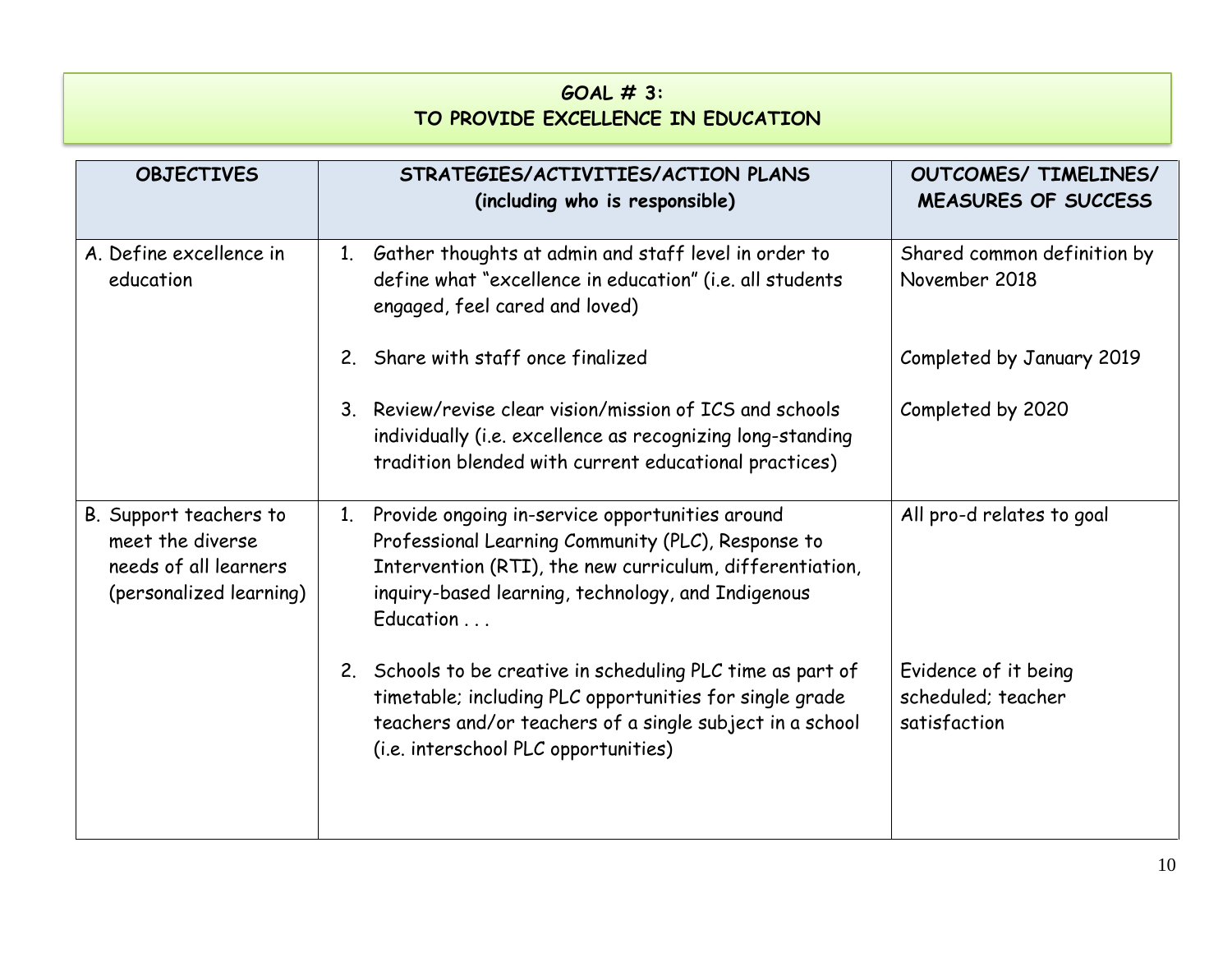## GOAL # 3:
## TO PROVIDE EXCELLENCE IN EDUCATION

| OBJECTIVES | STRATEGIES/ACTIVITIES/ACTION PLANS (including who is responsible) | OUTCOMES/ TIMELINES/ MEASURES OF SUCCESS |
|---|---|---|
| A. Define excellence in education | 1. Gather thoughts at admin and staff level in order to define what "excellence in education" (i.e. all students engaged, feel cared and loved) | Shared common definition by November 2018 |
| | 2. Share with staff once finalized | Completed by January 2019 |
| | 3. Review/revise clear vision/mission of ICS and schools individually (i.e. excellence as recognizing long-standing tradition blended with current educational practices) | Completed by 2020 |
| B. Support teachers to meet the diverse needs of all learners (personalized learning) | 1. Provide ongoing in-service opportunities around Professional Learning Community (PLC), Response to Intervention (RTI), the new curriculum, differentiation, inquiry-based learning, technology, and Indigenous Education . . . | All pro-d relates to goal |
| | 2. Schools to be creative in scheduling PLC time as part of timetable; including PLC opportunities for single grade teachers and/or teachers of a single subject in a school (i.e. interschool PLC opportunities) | Evidence of it being scheduled; teacher satisfaction |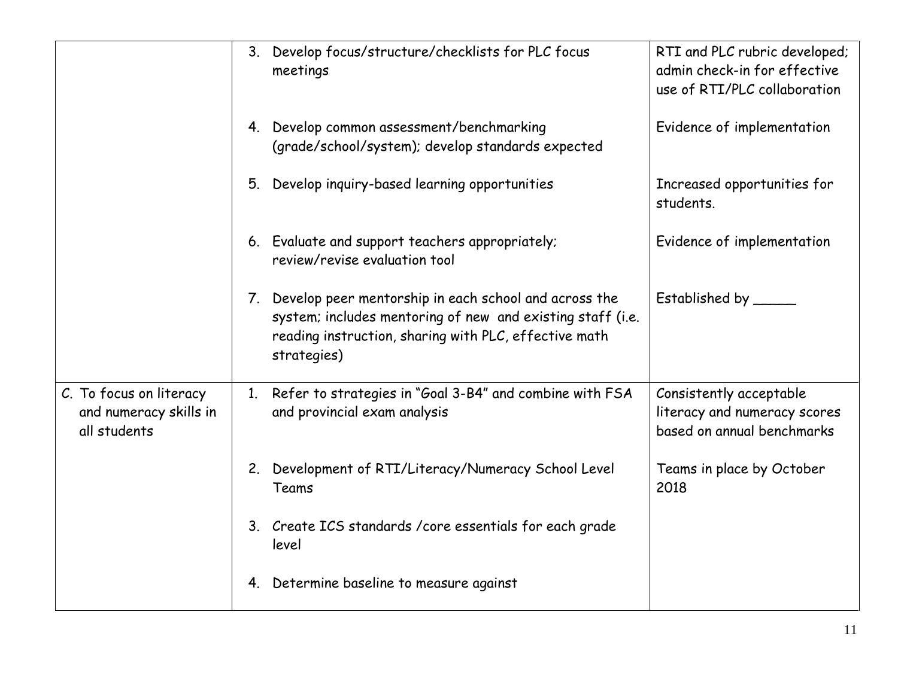| | | |
|---|---|---|
| | 3. Develop focus/structure/checklists for PLC focus meetings | RTI and PLC rubric developed; admin check-in for effective use of RTI/PLC collaboration |
| | 4. Develop common assessment/benchmarking (grade/school/system); develop standards expected | Evidence of implementation |
| | 5. Develop inquiry-based learning opportunities | Increased opportunities for students. |
| | 6. Evaluate and support teachers appropriately; review/revise evaluation tool | Evidence of implementation |
| | 7. Develop peer mentorship in each school and across the system; includes mentoring of new and existing staff (i.e. reading instruction, sharing with PLC, effective math strategies) | Established by _____ |
| C. To focus on literacy and numeracy skills in all students | 1. Refer to strategies in "Goal 3-B4" and combine with FSA and provincial exam analysis | Consistently acceptable literacy and numeracy scores based on annual benchmarks |
| | 2. Development of RTI/Literacy/Numeracy School Level Teams | Teams in place by October 2018 |
| | 3. Create ICS standards /core essentials for each grade level | |
| | 4. Determine baseline to measure against | |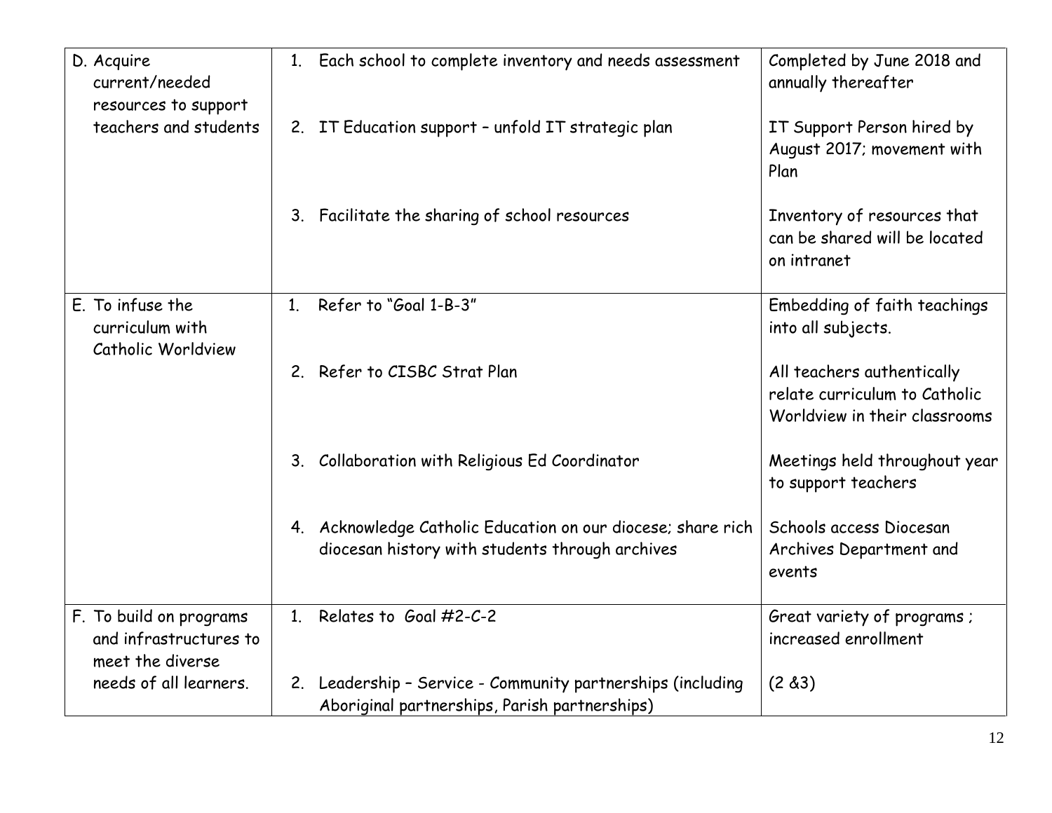| | | |
|---|---|---|
| D. Acquire current/needed resources to support teachers and students | 1. Each school to complete inventory and needs assessment | Completed by June 2018 and annually thereafter |
| | 2. IT Education support – unfold IT strategic plan | IT Support Person hired by August 2017; movement with Plan |
| | 3. Facilitate the sharing of school resources | Inventory of resources that can be shared will be located on intranet |
| E. To infuse the curriculum with Catholic Worldview | 1. Refer to "Goal 1-B-3" | Embedding of faith teachings into all subjects. |
| | 2. Refer to CISBC Strat Plan | All teachers authentically relate curriculum to Catholic Worldview in their classrooms |
| | 3. Collaboration with Religious Ed Coordinator | Meetings held throughout year to support teachers |
| | 4. Acknowledge Catholic Education on our diocese; share rich diocesan history with students through archives | Schools access Diocesan Archives Department and events |
| F. To build on programs and infrastructures to meet the diverse needs of all learners. | 1. Relates to Goal #2-C-2 | Great variety of programs ; increased enrollment |
| | 2. Leadership – Service - Community partnerships (including Aboriginal partnerships, Parish partnerships) | (2 &3) |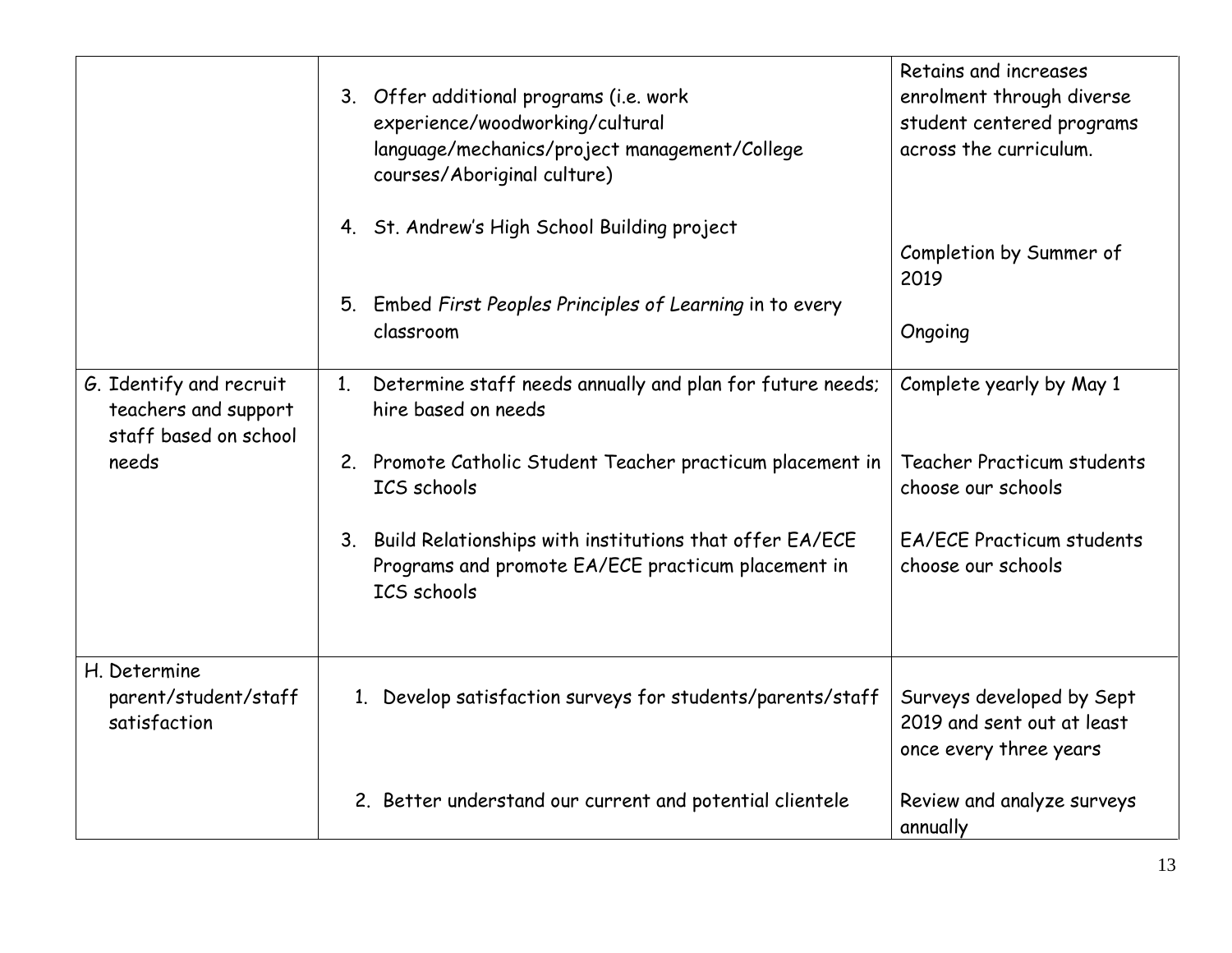| | | |
|---|---|---|
| | 3. Offer additional programs (i.e. work experience/woodworking/cultural language/mechanics/project management/College courses/Aboriginal culture) | Retains and increases enrolment through diverse student centered programs across the curriculum. |
| | 4. St. Andrew's High School Building project | Completion by Summer of 2019 |
| | 5. Embed *First Peoples Principles of Learning* in to every classroom | Ongoing |
| G. Identify and recruit teachers and support staff based on school needs | 1. Determine staff needs annually and plan for future needs; hire based on needs | Complete yearly by May 1 |
| | 2. Promote Catholic Student Teacher practicum placement in ICS schools | Teacher Practicum students choose our schools |
| | 3. Build Relationships with institutions that offer EA/ECE Programs and promote EA/ECE practicum placement in ICS schools | EA/ECE Practicum students choose our schools |
| H. Determine parent/student/staff satisfaction | 1. Develop satisfaction surveys for students/parents/staff | Surveys developed by Sept 2019 and sent out at least once every three years |
| | 2. Better understand our current and potential clientele | Review and analyze surveys annually |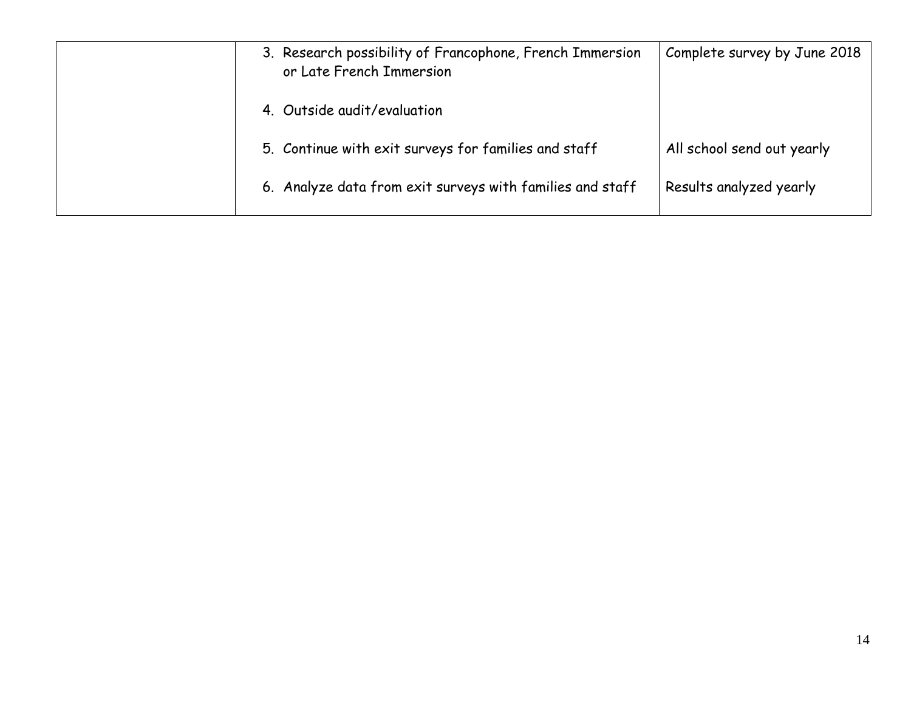| | | |
|---|---|---|
| | 3. Research possibility of Francophone, French Immersion or Late French Immersion<br><br>4. Outside audit/evaluation<br><br>5. Continue with exit surveys for families and staff<br><br>6. Analyze data from exit surveys with families and staff | Complete survey by June 2018<br><br><br><br>All school send out yearly<br><br>Results analyzed yearly |